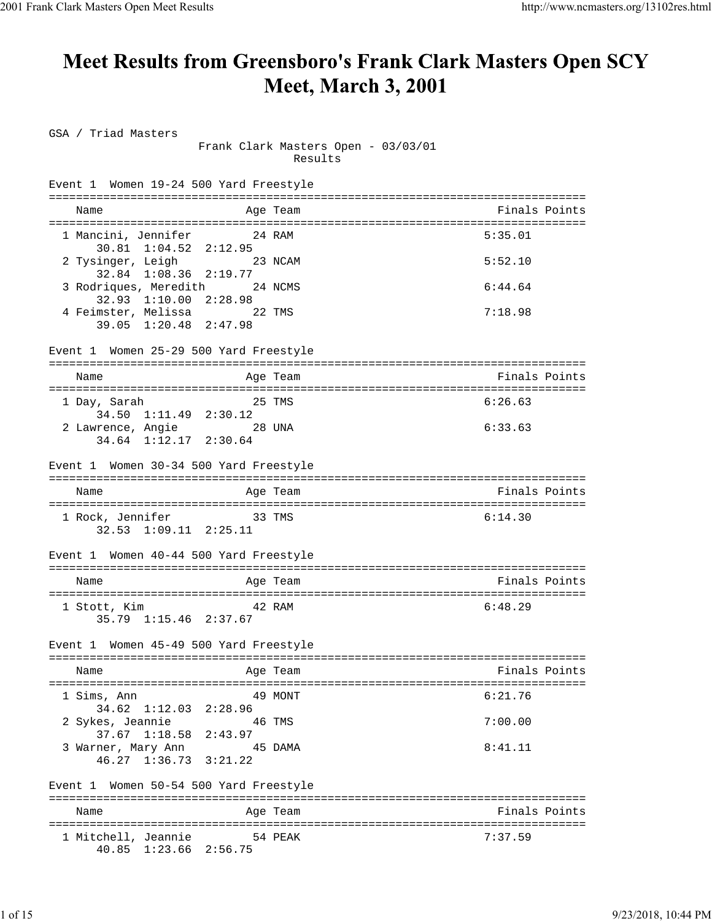# Meet Results from Greensboro's Frank Clark Masters Open SCY Meet, March 3, 2001

GSA / Triad Masters

Frank Clark Masters Open - 03/03/01

Results

### Event 1 Women 19-24 500 Yard Freestyle

| | Name | Age | Team | Finals | Points |
|---|---|---|---|---|---|
| 1 | Mancini, Jennifer | 24 | RAM | 5:35.01 | |
| | 30.81 1:04.52 2:12.95 | | | | |
| 2 | Tysinger, Leigh | 23 | NCAM | 5:52.10 | |
| | 32.84 1:08.36 2:19.77 | | | | |
| 3 | Rodriques, Meredith | 24 | NCMS | 6:44.64 | |
| | 32.93 1:10.00 2:28.98 | | | | |
| 4 | Feimster, Melissa | 22 | TMS | 7:18.98 | |
| | 39.05 1:20.48 2:47.98 | | | | |

### Event 1 Women 25-29 500 Yard Freestyle

| | Name | Age | Team | Finals | Points |
|---|---|---|---|---|---|
| 1 | Day, Sarah | 25 | TMS | 6:26.63 | |
| | 34.50 1:11.49 2:30.12 | | | | |
| 2 | Lawrence, Angie | 28 | UNA | 6:33.63 | |
| | 34.64 1:12.17 2:30.64 | | | | |

### Event 1 Women 30-34 500 Yard Freestyle

| | Name | Age | Team | Finals | Points |
|---|---|---|---|---|---|
| 1 | Rock, Jennifer | 33 | TMS | 6:14.30 | |
| | 32.53 1:09.11 2:25.11 | | | | |

### Event 1 Women 40-44 500 Yard Freestyle

| | Name | Age | Team | Finals | Points |
|---|---|---|---|---|---|
| 1 | Stott, Kim | 42 | RAM | 6:48.29 | |
| | 35.79 1:15.46 2:37.67 | | | | |

### Event 1 Women 45-49 500 Yard Freestyle

| | Name | Age | Team | Finals | Points |
|---|---|---|---|---|---|
| 1 | Sims, Ann | 49 | MONT | 6:21.76 | |
| | 34.62 1:12.03 2:28.96 | | | | |
| 2 | Sykes, Jeannie | 46 | TMS | 7:00.00 | |
| | 37.67 1:18.58 2:43.97 | | | | |
| 3 | Warner, Mary Ann | 45 | DAMA | 8:41.11 | |
| | 46.27 1:36.73 3:21.22 | | | | |

### Event 1 Women 50-54 500 Yard Freestyle

| | Name | Age | Team | Finals | Points |
|---|---|---|---|---|---|
| 1 | Mitchell, Jeannie | 54 | PEAK | 7:37.59 | |
| | 40.85 1:23.66 2:56.75 | | | | |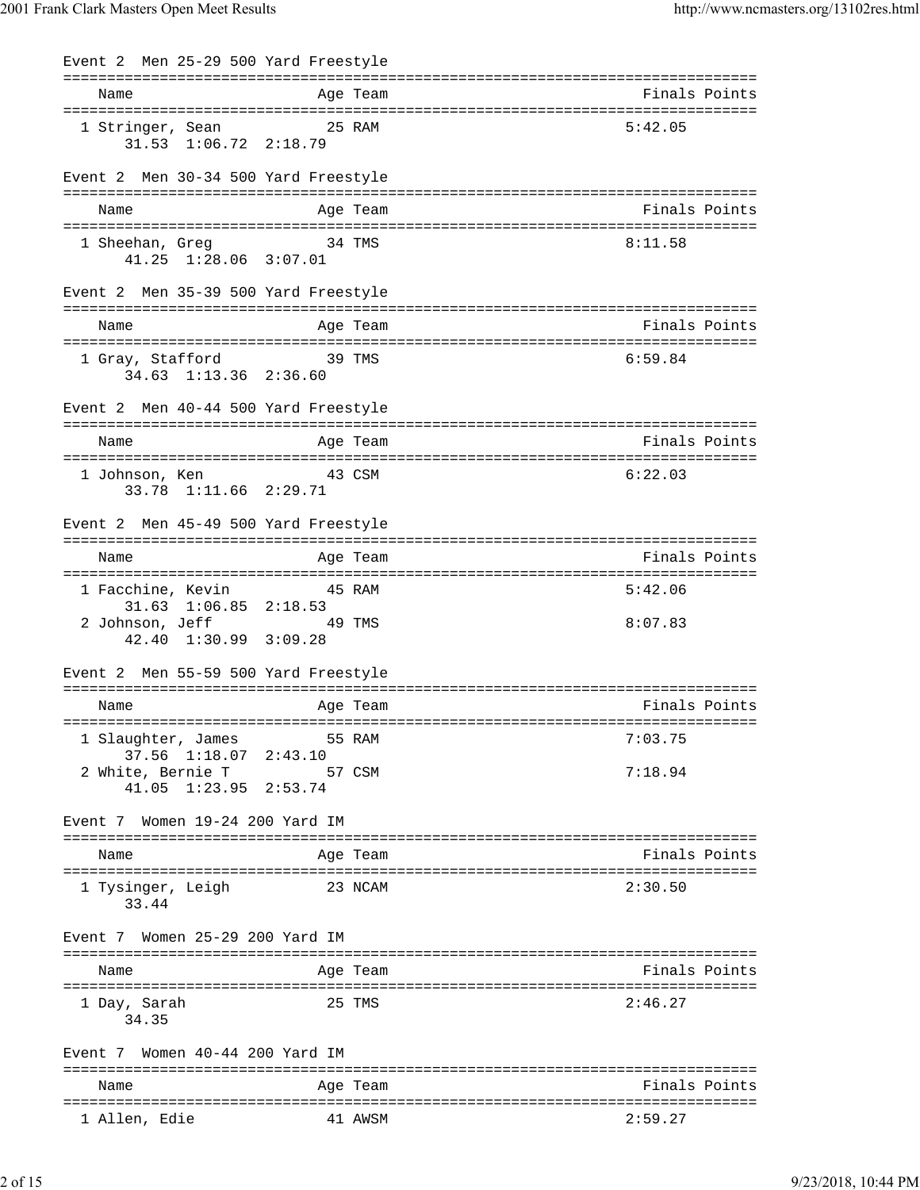### Event 2 Men 25-29 500 Yard Freestyle

| Name | Age | Team | Finals | Points |
|---|---|---|---|---|
| 1 Stringer, Sean | 25 | RAM | 5:42.05 | |
| 31.53 1:06.72 2:18.79 | | | | |

### Event 2 Men 30-34 500 Yard Freestyle

| Name | Age | Team | Finals | Points |
|---|---|---|---|---|
| 1 Sheehan, Greg | 34 | TMS | 8:11.58 | |
| 41.25 1:28.06 3:07.01 | | | | |

### Event 2 Men 35-39 500 Yard Freestyle

| Name | Age | Team | Finals | Points |
|---|---|---|---|---|
| 1 Gray, Stafford | 39 | TMS | 6:59.84 | |
| 34.63 1:13.36 2:36.60 | | | | |

### Event 2 Men 40-44 500 Yard Freestyle

| Name | Age | Team | Finals | Points |
|---|---|---|---|---|
| 1 Johnson, Ken | 43 | CSM | 6:22.03 | |
| 33.78 1:11.66 2:29.71 | | | | |

### Event 2 Men 45-49 500 Yard Freestyle

| Name | Age | Team | Finals | Points |
|---|---|---|---|---|
| 1 Facchine, Kevin | 45 | RAM | 5:42.06 | |
| 31.63 1:06.85 2:18.53 | | | | |
| 2 Johnson, Jeff | 49 | TMS | 8:07.83 | |
| 42.40 1:30.99 3:09.28 | | | | |

### Event 2 Men 55-59 500 Yard Freestyle

| Name | Age | Team | Finals | Points |
|---|---|---|---|---|
| 1 Slaughter, James | 55 | RAM | 7:03.75 | |
| 37.56 1:18.07 2:43.10 | | | | |
| 2 White, Bernie T | 57 | CSM | 7:18.94 | |
| 41.05 1:23.95 2:53.74 | | | | |

### Event 7 Women 19-24 200 Yard IM

| Name | Age | Team | Finals | Points |
|---|---|---|---|---|
| 1 Tysinger, Leigh | 23 | NCAM | 2:30.50 | |
| 33.44 | | | | |

### Event 7 Women 25-29 200 Yard IM

| Name | Age | Team | Finals | Points |
|---|---|---|---|---|
| 1 Day, Sarah | 25 | TMS | 2:46.27 | |
| 34.35 | | | | |

### Event 7 Women 40-44 200 Yard IM

| Name | Age | Team | Finals | Points |
|---|---|---|---|---|
| 1 Allen, Edie | 41 | AWSM | 2:59.27 | |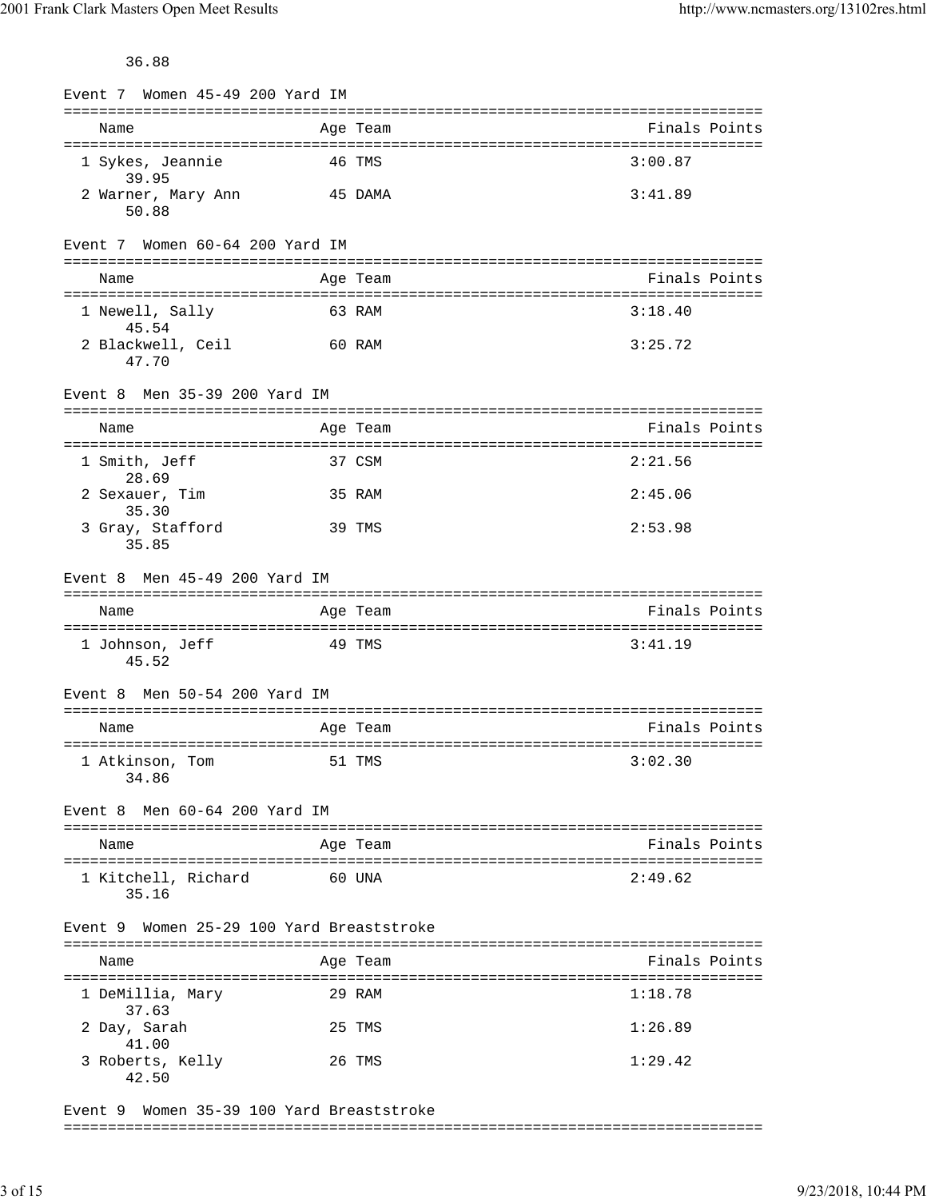36.88

Event 7  Women 45-49 200 Yard IM

| Name | Age | Team | Finals | Points |
|---|---|---|---|---|
| 1 Sykes, Jeannie | 46 | TMS | 3:00.87 | |
| 39.95 | | | | |
| 2 Warner, Mary Ann | 45 | DAMA | 3:41.89 | |
| 50.88 | | | | |

Event 7  Women 60-64 200 Yard IM

| Name | Age | Team | Finals | Points |
|---|---|---|---|---|
| 1 Newell, Sally | 63 | RAM | 3:18.40 | |
| 45.54 | | | | |
| 2 Blackwell, Ceil | 60 | RAM | 3:25.72 | |
| 47.70 | | | | |

Event 8  Men 35-39 200 Yard IM

| Name | Age | Team | Finals | Points |
|---|---|---|---|---|
| 1 Smith, Jeff | 37 | CSM | 2:21.56 | |
| 28.69 | | | | |
| 2 Sexauer, Tim | 35 | RAM | 2:45.06 | |
| 35.30 | | | | |
| 3 Gray, Stafford | 39 | TMS | 2:53.98 | |
| 35.85 | | | | |

Event 8  Men 45-49 200 Yard IM

| Name | Age | Team | Finals | Points |
|---|---|---|---|---|
| 1 Johnson, Jeff | 49 | TMS | 3:41.19 | |
| 45.52 | | | | |

Event 8  Men 50-54 200 Yard IM

| Name | Age | Team | Finals | Points |
|---|---|---|---|---|
| 1 Atkinson, Tom | 51 | TMS | 3:02.30 | |
| 34.86 | | | | |

Event 8  Men 60-64 200 Yard IM

| Name | Age | Team | Finals | Points |
|---|---|---|---|---|
| 1 Kitchell, Richard | 60 | UNA | 2:49.62 | |
| 35.16 | | | | |

Event 9  Women 25-29 100 Yard Breaststroke

| Name | Age | Team | Finals | Points |
|---|---|---|---|---|
| 1 DeMillia, Mary | 29 | RAM | 1:18.78 | |
| 37.63 | | | | |
| 2 Day, Sarah | 25 | TMS | 1:26.89 | |
| 41.00 | | | | |
| 3 Roberts, Kelly | 26 | TMS | 1:29.42 | |
| 42.50 | | | | |

Event 9  Women 35-39 100 Yard Breaststroke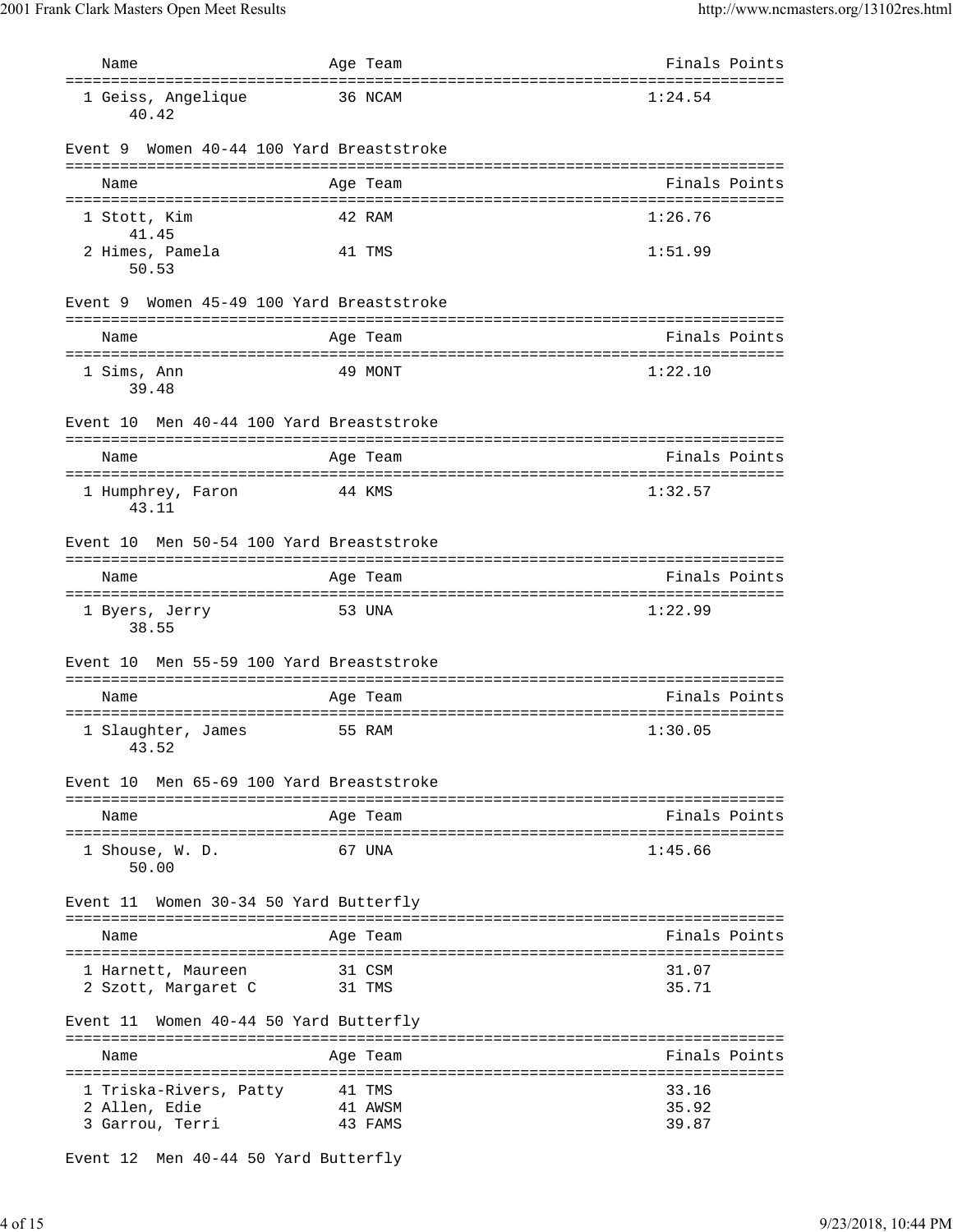| Name | Age | Team | Finals | Points |
|---|---|---|---|---|
| 1 Geiss, Angelique | 36 | NCAM | 1:24.54 | |
| 40.42 | | | | |

Event 9 Women 40-44 100 Yard Breaststroke

| Name | Age | Team | Finals | Points |
|---|---|---|---|---|
| 1 Stott, Kim | 42 | RAM | 1:26.76 | |
| 41.45 | | | | |
| 2 Himes, Pamela | 41 | TMS | 1:51.99 | |
| 50.53 | | | | |

Event 9 Women 45-49 100 Yard Breaststroke

| Name | Age | Team | Finals | Points |
|---|---|---|---|---|
| 1 Sims, Ann | 49 | MONT | 1:22.10 | |
| 39.48 | | | | |

Event 10 Men 40-44 100 Yard Breaststroke

| Name | Age | Team | Finals | Points |
|---|---|---|---|---|
| 1 Humphrey, Faron | 44 | KMS | 1:32.57 | |
| 43.11 | | | | |

Event 10 Men 50-54 100 Yard Breaststroke

| Name | Age | Team | Finals | Points |
|---|---|---|---|---|
| 1 Byers, Jerry | 53 | UNA | 1:22.99 | |
| 38.55 | | | | |

Event 10 Men 55-59 100 Yard Breaststroke

| Name | Age | Team | Finals | Points |
|---|---|---|---|---|
| 1 Slaughter, James | 55 | RAM | 1:30.05 | |
| 43.52 | | | | |

Event 10 Men 65-69 100 Yard Breaststroke

| Name | Age | Team | Finals | Points |
|---|---|---|---|---|
| 1 Shouse, W. D. | 67 | UNA | 1:45.66 | |
| 50.00 | | | | |

Event 11 Women 30-34 50 Yard Butterfly

| Name | Age | Team | Finals | Points |
|---|---|---|---|---|
| 1 Harnett, Maureen | 31 | CSM | 31.07 | |
| 2 Szott, Margaret C | 31 | TMS | 35.71 | |

Event 11 Women 40-44 50 Yard Butterfly

| Name | Age | Team | Finals | Points |
|---|---|---|---|---|
| 1 Triska-Rivers, Patty | 41 | TMS | 33.16 | |
| 2 Allen, Edie | 41 | AWSM | 35.92 | |
| 3 Garrou, Terri | 43 | FAMS | 39.87 | |

Event 12 Men 40-44 50 Yard Butterfly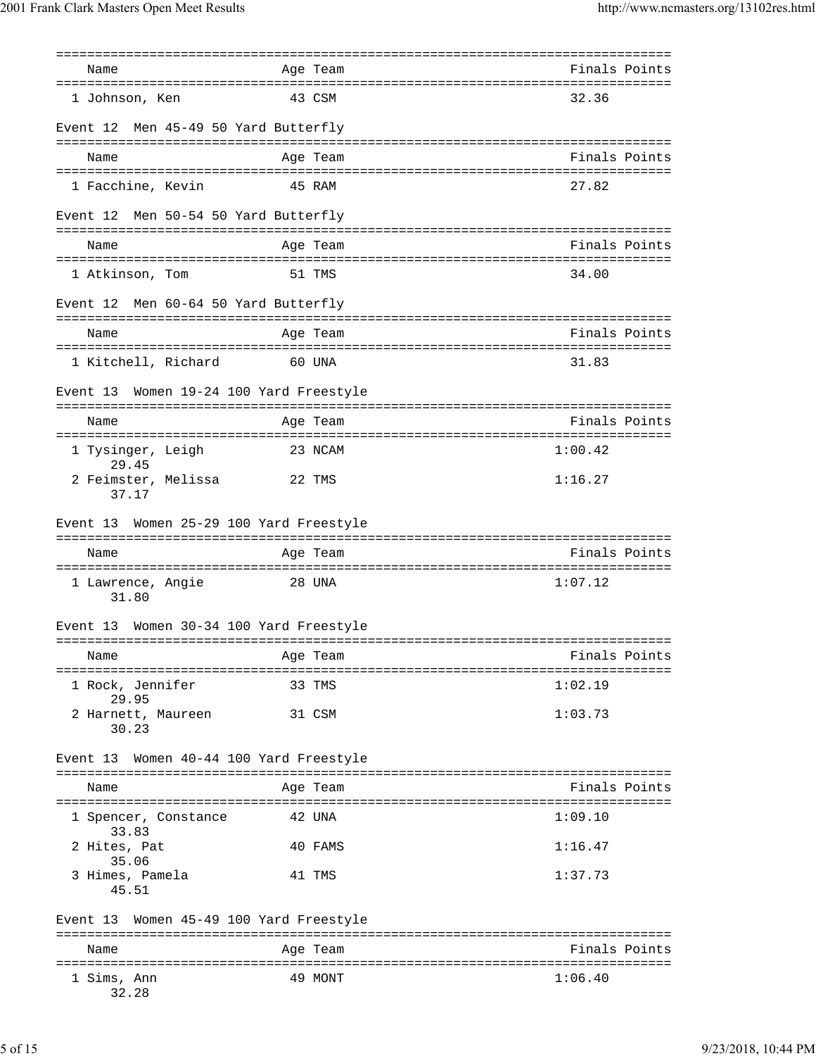| Name | Age | Team | Finals | Points |
|---|---|---|---|---|
| 1 Johnson, Ken | 43 | CSM | 32.36 | |

Event 12  Men 45-49 50 Yard Butterfly

| Name | Age | Team | Finals | Points |
|---|---|---|---|---|
| 1 Facchine, Kevin | 45 | RAM | 27.82 | |

Event 12  Men 50-54 50 Yard Butterfly

| Name | Age | Team | Finals | Points |
|---|---|---|---|---|
| 1 Atkinson, Tom | 51 | TMS | 34.00 | |

Event 12  Men 60-64 50 Yard Butterfly

| Name | Age | Team | Finals | Points |
|---|---|---|---|---|
| 1 Kitchell, Richard | 60 | UNA | 31.83 | |

Event 13  Women 19-24 100 Yard Freestyle

| Name | Age | Team | Finals | Points |
|---|---|---|---|---|
| 1 Tysinger, Leigh | 23 | NCAM | 1:00.42 | |
| 29.45 | | | | |
| 2 Feimster, Melissa | 22 | TMS | 1:16.27 | |
| 37.17 | | | | |

Event 13  Women 25-29 100 Yard Freestyle

| Name | Age | Team | Finals | Points |
|---|---|---|---|---|
| 1 Lawrence, Angie | 28 | UNA | 1:07.12 | |
| 31.80 | | | | |

Event 13  Women 30-34 100 Yard Freestyle

| Name | Age | Team | Finals | Points |
|---|---|---|---|---|
| 1 Rock, Jennifer | 33 | TMS | 1:02.19 | |
| 29.95 | | | | |
| 2 Harnett, Maureen | 31 | CSM | 1:03.73 | |
| 30.23 | | | | |

Event 13  Women 40-44 100 Yard Freestyle

| Name | Age | Team | Finals | Points |
|---|---|---|---|---|
| 1 Spencer, Constance | 42 | UNA | 1:09.10 | |
| 33.83 | | | | |
| 2 Hites, Pat | 40 | FAMS | 1:16.47 | |
| 35.06 | | | | |
| 3 Himes, Pamela | 41 | TMS | 1:37.73 | |
| 45.51 | | | | |

Event 13  Women 45-49 100 Yard Freestyle

| Name | Age | Team | Finals | Points |
|---|---|---|---|---|
| 1 Sims, Ann | 49 | MONT | 1:06.40 | |
| 32.28 | | | | |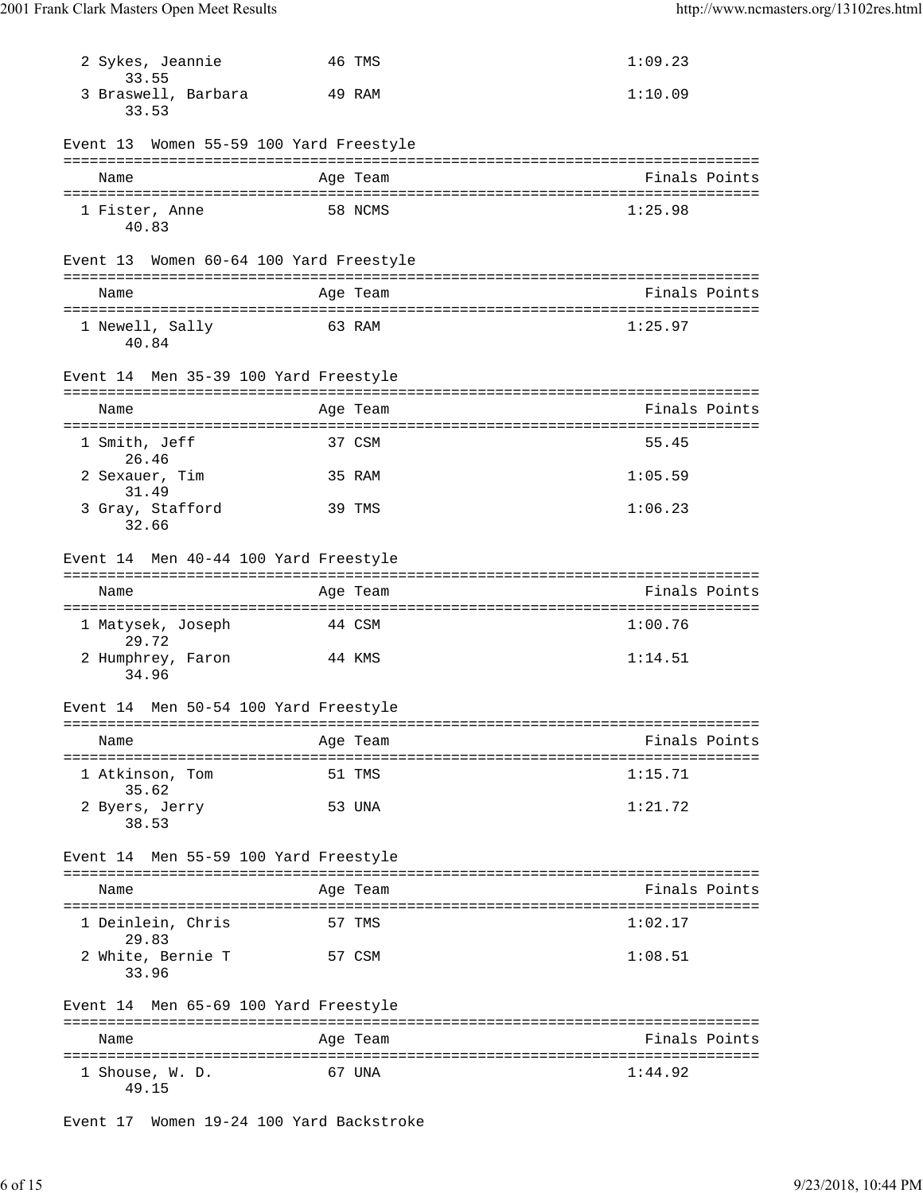| | Name | Age | Team | Finals | Points |
|---|---|---|---|---|---|
| 2 | Sykes, Jeannie | 46 | TMS | 1:09.23 | |
| | 33.55 | | | | |
| 3 | Braswell, Barbara | 49 | RAM | 1:10.09 | |
| | 33.53 | | | | |

Event 13 Women 55-59 100 Yard Freestyle

| | Name | Age | Team | Finals | Points |
|---|---|---|---|---|---|
| 1 | Fister, Anne | 58 | NCMS | 1:25.98 | |
| | 40.83 | | | | |

Event 13 Women 60-64 100 Yard Freestyle

| | Name | Age | Team | Finals | Points |
|---|---|---|---|---|---|
| 1 | Newell, Sally | 63 | RAM | 1:25.97 | |
| | 40.84 | | | | |

Event 14 Men 35-39 100 Yard Freestyle

| | Name | Age | Team | Finals | Points |
|---|---|---|---|---|---|
| 1 | Smith, Jeff | 37 | CSM | 55.45 | |
| | 26.46 | | | | |
| 2 | Sexauer, Tim | 35 | RAM | 1:05.59 | |
| | 31.49 | | | | |
| 3 | Gray, Stafford | 39 | TMS | 1:06.23 | |
| | 32.66 | | | | |

Event 14 Men 40-44 100 Yard Freestyle

| | Name | Age | Team | Finals | Points |
|---|---|---|---|---|---|
| 1 | Matysek, Joseph | 44 | CSM | 1:00.76 | |
| | 29.72 | | | | |
| 2 | Humphrey, Faron | 44 | KMS | 1:14.51 | |
| | 34.96 | | | | |

Event 14 Men 50-54 100 Yard Freestyle

| | Name | Age | Team | Finals | Points |
|---|---|---|---|---|---|
| 1 | Atkinson, Tom | 51 | TMS | 1:15.71 | |
| | 35.62 | | | | |
| 2 | Byers, Jerry | 53 | UNA | 1:21.72 | |
| | 38.53 | | | | |

Event 14 Men 55-59 100 Yard Freestyle

| | Name | Age | Team | Finals | Points |
|---|---|---|---|---|---|
| 1 | Deinlein, Chris | 57 | TMS | 1:02.17 | |
| | 29.83 | | | | |
| 2 | White, Bernie T | 57 | CSM | 1:08.51 | |
| | 33.96 | | | | |

Event 14 Men 65-69 100 Yard Freestyle

| | Name | Age | Team | Finals | Points |
|---|---|---|---|---|---|
| 1 | Shouse, W. D. | 67 | UNA | 1:44.92 | |
| | 49.15 | | | | |

Event 17 Women 19-24 100 Yard Backstroke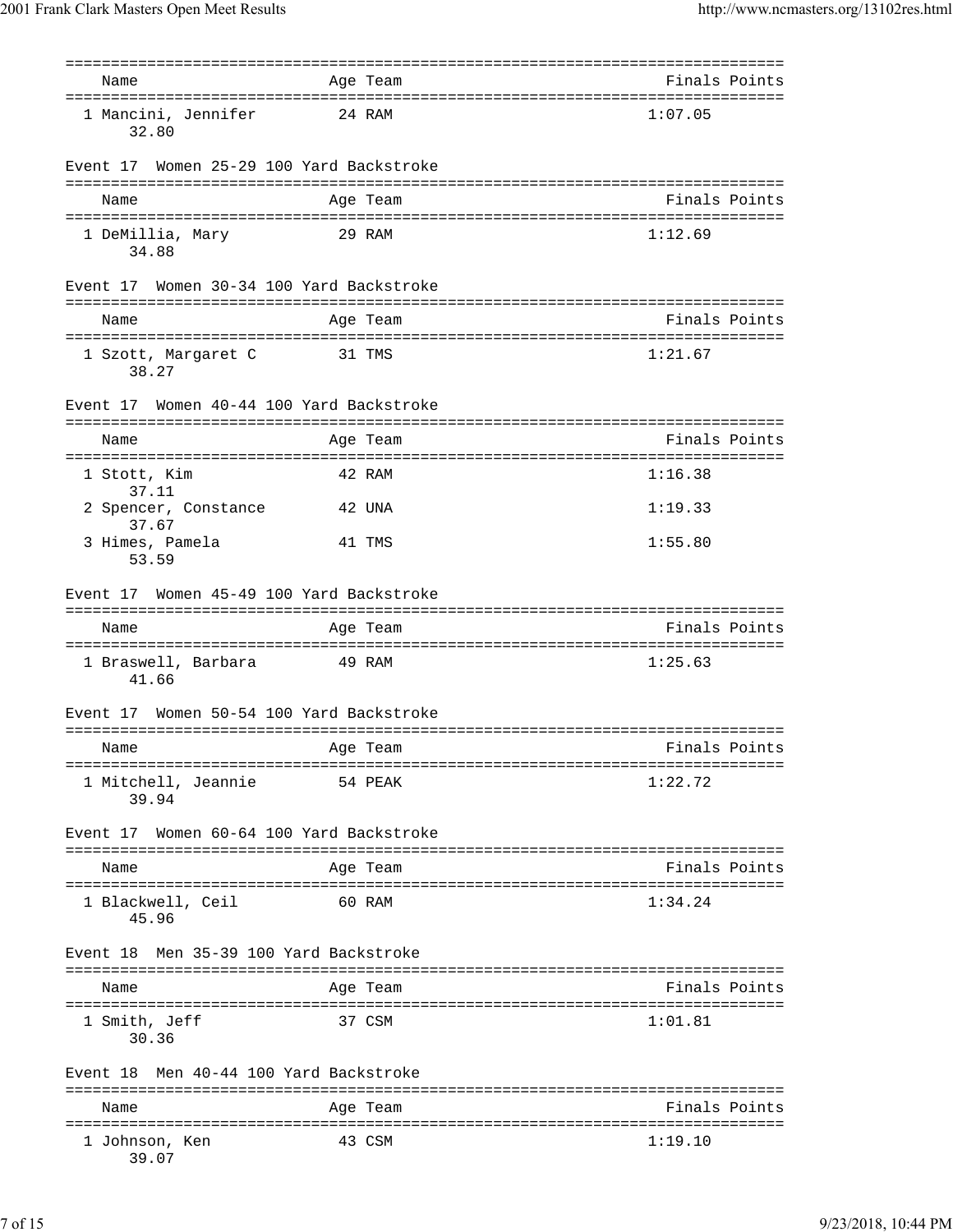| Name | Age | Team | Finals | Points |
|---|---|---|---|---|
| 1 Mancini, Jennifer | 24 | RAM | 1:07.05 | |
| 32.80 | | | | |

Event 17  Women 25-29 100 Yard Backstroke

| Name | Age | Team | Finals | Points |
|---|---|---|---|---|
| 1 DeMillia, Mary | 29 | RAM | 1:12.69 | |
| 34.88 | | | | |

Event 17  Women 30-34 100 Yard Backstroke

| Name | Age | Team | Finals | Points |
|---|---|---|---|---|
| 1 Szott, Margaret C | 31 | TMS | 1:21.67 | |
| 38.27 | | | | |

Event 17  Women 40-44 100 Yard Backstroke

| Name | Age | Team | Finals | Points |
|---|---|---|---|---|
| 1 Stott, Kim | 42 | RAM | 1:16.38 | |
| 37.11 | | | | |
| 2 Spencer, Constance | 42 | UNA | 1:19.33 | |
| 37.67 | | | | |
| 3 Himes, Pamela | 41 | TMS | 1:55.80 | |
| 53.59 | | | | |

Event 17  Women 45-49 100 Yard Backstroke

| Name | Age | Team | Finals | Points |
|---|---|---|---|---|
| 1 Braswell, Barbara | 49 | RAM | 1:25.63 | |
| 41.66 | | | | |

Event 17  Women 50-54 100 Yard Backstroke

| Name | Age | Team | Finals | Points |
|---|---|---|---|---|
| 1 Mitchell, Jeannie | 54 | PEAK | 1:22.72 | |
| 39.94 | | | | |

Event 17  Women 60-64 100 Yard Backstroke

| Name | Age | Team | Finals | Points |
|---|---|---|---|---|
| 1 Blackwell, Ceil | 60 | RAM | 1:34.24 | |
| 45.96 | | | | |

Event 18  Men 35-39 100 Yard Backstroke

| Name | Age | Team | Finals | Points |
|---|---|---|---|---|
| 1 Smith, Jeff | 37 | CSM | 1:01.81 | |
| 30.36 | | | | |

Event 18  Men 40-44 100 Yard Backstroke

| Name | Age | Team | Finals | Points |
|---|---|---|---|---|
| 1 Johnson, Ken | 43 | CSM | 1:19.10 | |
| 39.07 | | | | |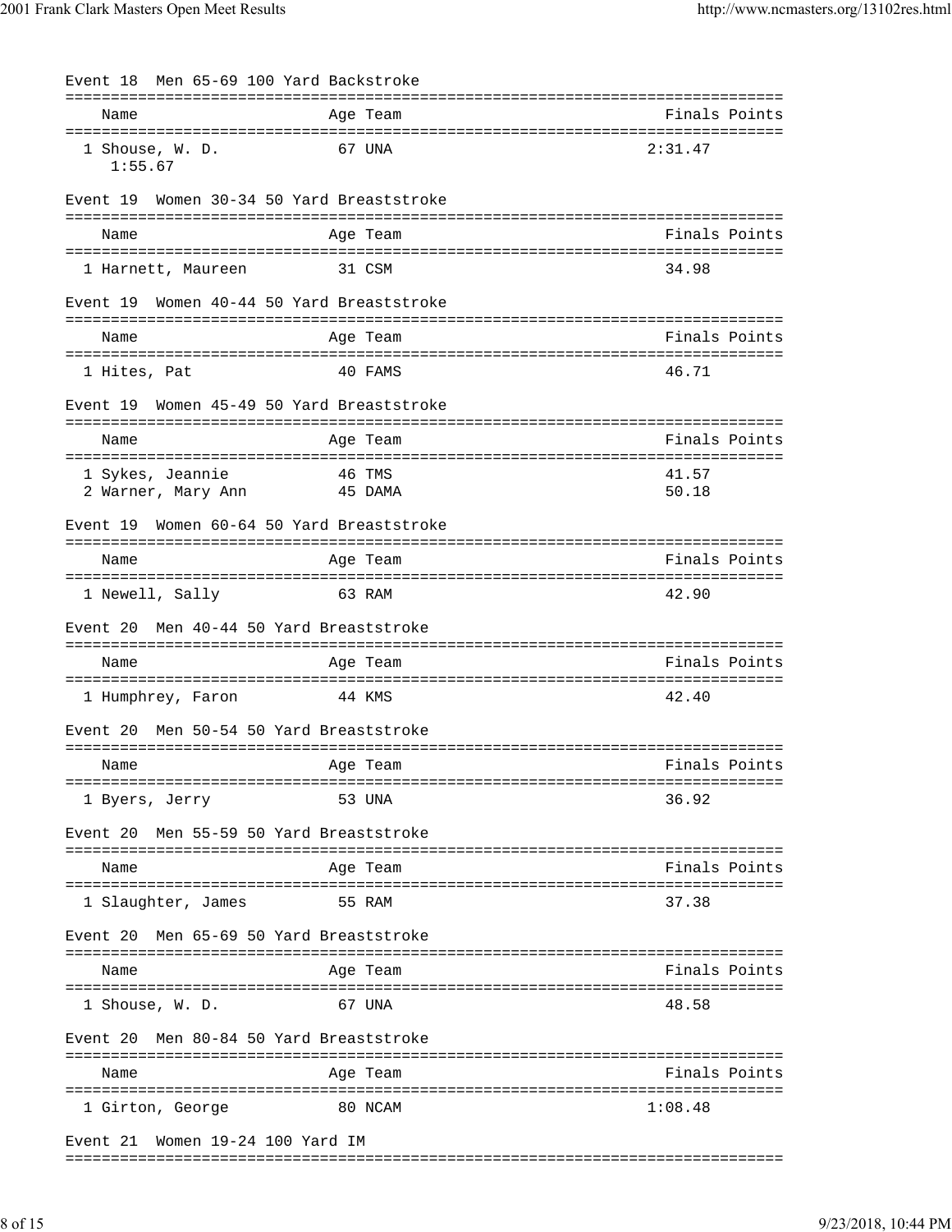Event 18  Men 65-69 100 Yard Backstroke

| Name | Age | Team | Finals | Points |
|---|---|---|---|---|
| 1 Shouse, W. D. | 67 | UNA | 2:31.47 | |
| 1:55.67 | | | | |

Event 19  Women 30-34 50 Yard Breaststroke

| Name | Age | Team | Finals | Points |
|---|---|---|---|---|
| 1 Harnett, Maureen | 31 | CSM | 34.98 | |

Event 19  Women 40-44 50 Yard Breaststroke

| Name | Age | Team | Finals | Points |
|---|---|---|---|---|
| 1 Hites, Pat | 40 | FAMS | 46.71 | |

Event 19  Women 45-49 50 Yard Breaststroke

| Name | Age | Team | Finals | Points |
|---|---|---|---|---|
| 1 Sykes, Jeannie | 46 | TMS | 41.57 | |
| 2 Warner, Mary Ann | 45 | DAMA | 50.18 | |

Event 19  Women 60-64 50 Yard Breaststroke

| Name | Age | Team | Finals | Points |
|---|---|---|---|---|
| 1 Newell, Sally | 63 | RAM | 42.90 | |

Event 20  Men 40-44 50 Yard Breaststroke

| Name | Age | Team | Finals | Points |
|---|---|---|---|---|
| 1 Humphrey, Faron | 44 | KMS | 42.40 | |

Event 20  Men 50-54 50 Yard Breaststroke

| Name | Age | Team | Finals | Points |
|---|---|---|---|---|
| 1 Byers, Jerry | 53 | UNA | 36.92 | |

Event 20  Men 55-59 50 Yard Breaststroke

| Name | Age | Team | Finals | Points |
|---|---|---|---|---|
| 1 Slaughter, James | 55 | RAM | 37.38 | |

Event 20  Men 65-69 50 Yard Breaststroke

| Name | Age | Team | Finals | Points |
|---|---|---|---|---|
| 1 Shouse, W. D. | 67 | UNA | 48.58 | |

Event 20  Men 80-84 50 Yard Breaststroke

| Name | Age | Team | Finals | Points |
|---|---|---|---|---|
| 1 Girton, George | 80 | NCAM | 1:08.48 | |

Event 21  Women 19-24 100 Yard IM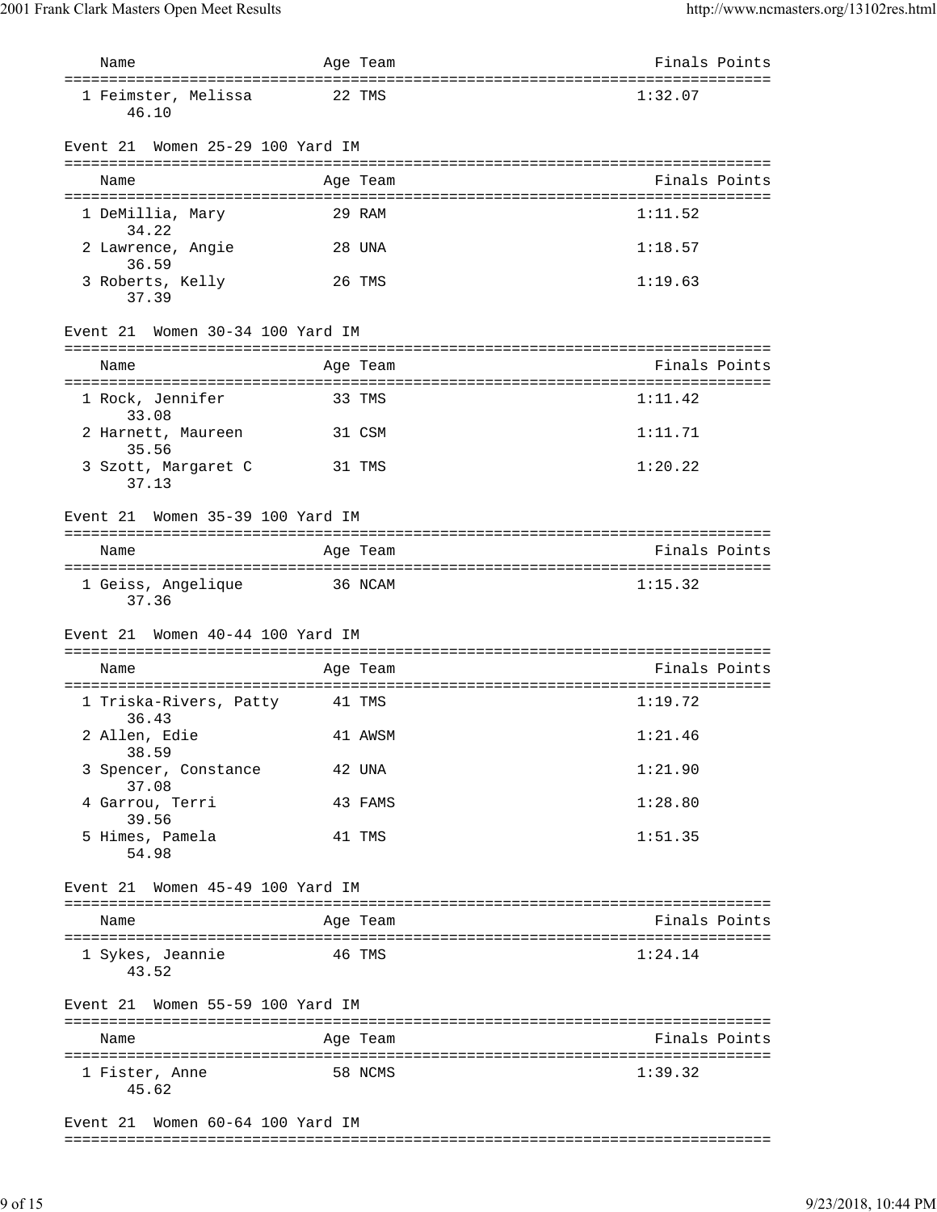| Name | Age | Team | Finals | Points |
|---|---|---|---|---|
| 1 Feimster, Melissa | 22 | TMS | 1:32.07 | |
| 46.10 | | | | |

Event 21 Women 25-29 100 Yard IM

| Name | Age | Team | Finals | Points |
|---|---|---|---|---|
| 1 DeMillia, Mary | 29 | RAM | 1:11.52 | |
| 34.22 | | | | |
| 2 Lawrence, Angie | 28 | UNA | 1:18.57 | |
| 36.59 | | | | |
| 3 Roberts, Kelly | 26 | TMS | 1:19.63 | |
| 37.39 | | | | |

Event 21 Women 30-34 100 Yard IM

| Name | Age | Team | Finals | Points |
|---|---|---|---|---|
| 1 Rock, Jennifer | 33 | TMS | 1:11.42 | |
| 33.08 | | | | |
| 2 Harnett, Maureen | 31 | CSM | 1:11.71 | |
| 35.56 | | | | |
| 3 Szott, Margaret C | 31 | TMS | 1:20.22 | |
| 37.13 | | | | |

Event 21 Women 35-39 100 Yard IM

| Name | Age | Team | Finals | Points |
|---|---|---|---|---|
| 1 Geiss, Angelique | 36 | NCAM | 1:15.32 | |
| 37.36 | | | | |

Event 21 Women 40-44 100 Yard IM

| Name | Age | Team | Finals | Points |
|---|---|---|---|---|
| 1 Triska-Rivers, Patty | 41 | TMS | 1:19.72 | |
| 36.43 | | | | |
| 2 Allen, Edie | 41 | AWSM | 1:21.46 | |
| 38.59 | | | | |
| 3 Spencer, Constance | 42 | UNA | 1:21.90 | |
| 37.08 | | | | |
| 4 Garrou, Terri | 43 | FAMS | 1:28.80 | |
| 39.56 | | | | |
| 5 Himes, Pamela | 41 | TMS | 1:51.35 | |
| 54.98 | | | | |

Event 21 Women 45-49 100 Yard IM

| Name | Age | Team | Finals | Points |
|---|---|---|---|---|
| 1 Sykes, Jeannie | 46 | TMS | 1:24.14 | |
| 43.52 | | | | |

Event 21 Women 55-59 100 Yard IM

| Name | Age | Team | Finals | Points |
|---|---|---|---|---|
| 1 Fister, Anne | 58 | NCMS | 1:39.32 | |
| 45.62 | | | | |

Event 21 Women 60-64 100 Yard IM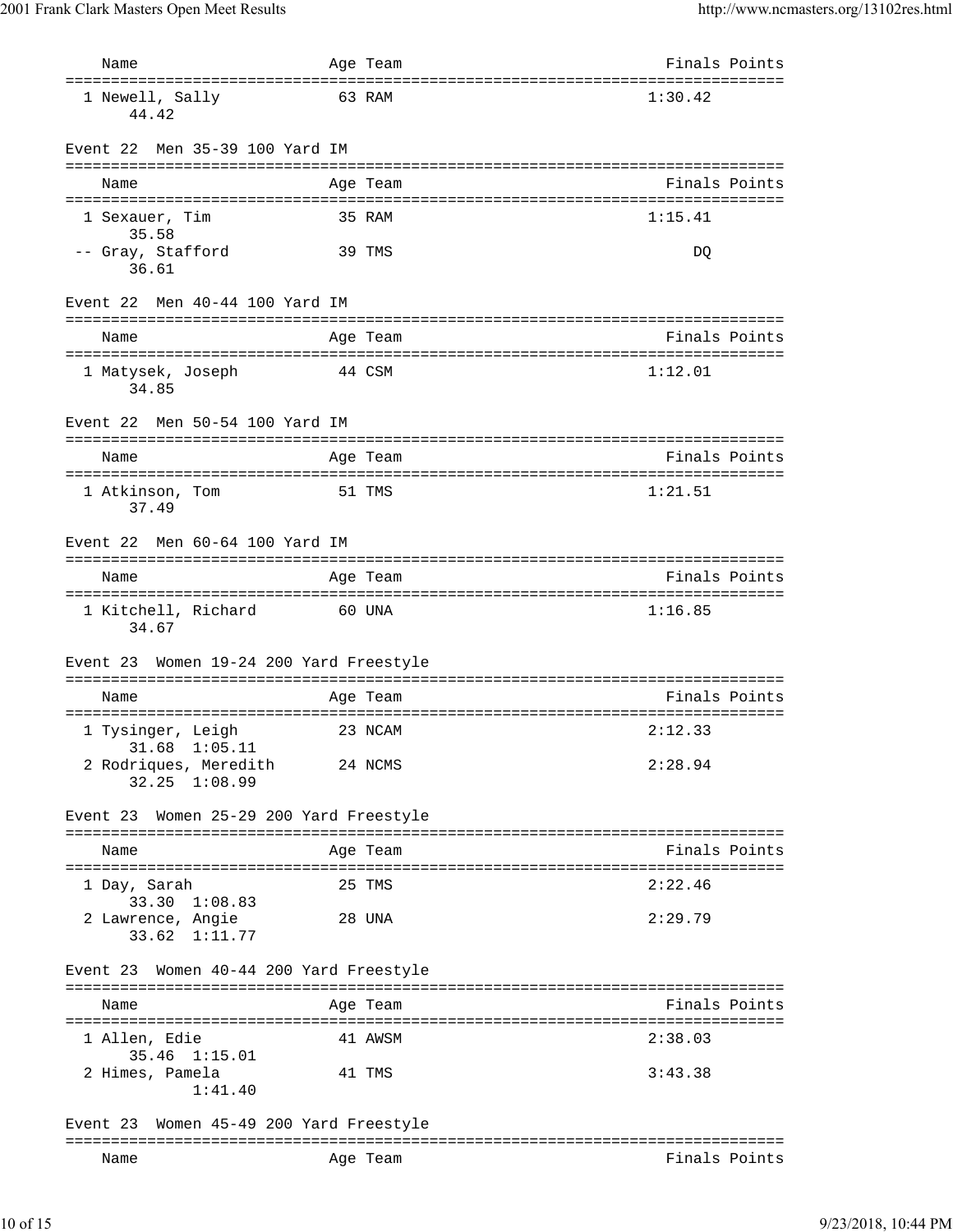| Name | Age | Team | Finals | Points |
|---|---|---|---|---|
| 1 Newell, Sally | 63 | RAM | 1:30.42 | |
| 44.42 | | | | |

Event 22 Men 35-39 100 Yard IM

| Name | Age | Team | Finals | Points |
|---|---|---|---|---|
| 1 Sexauer, Tim | 35 | RAM | 1:15.41 | |
| 35.58 | | | | |
| -- Gray, Stafford | 39 | TMS | DQ | |
| 36.61 | | | | |

Event 22 Men 40-44 100 Yard IM

| Name | Age | Team | Finals | Points |
|---|---|---|---|---|
| 1 Matysek, Joseph | 44 | CSM | 1:12.01 | |
| 34.85 | | | | |

Event 22 Men 50-54 100 Yard IM

| Name | Age | Team | Finals | Points |
|---|---|---|---|---|
| 1 Atkinson, Tom | 51 | TMS | 1:21.51 | |
| 37.49 | | | | |

Event 22 Men 60-64 100 Yard IM

| Name | Age | Team | Finals | Points |
|---|---|---|---|---|
| 1 Kitchell, Richard | 60 | UNA | 1:16.85 | |
| 34.67 | | | | |

Event 23 Women 19-24 200 Yard Freestyle

| Name | Age | Team | Finals | Points |
|---|---|---|---|---|
| 1 Tysinger, Leigh | 23 | NCAM | 2:12.33 | |
| 31.68 1:05.11 | | | | |
| 2 Rodriques, Meredith | 24 | NCMS | 2:28.94 | |
| 32.25 1:08.99 | | | | |

Event 23 Women 25-29 200 Yard Freestyle

| Name | Age | Team | Finals | Points |
|---|---|---|---|---|
| 1 Day, Sarah | 25 | TMS | 2:22.46 | |
| 33.30 1:08.83 | | | | |
| 2 Lawrence, Angie | 28 | UNA | 2:29.79 | |
| 33.62 1:11.77 | | | | |

Event 23 Women 40-44 200 Yard Freestyle

| Name | Age | Team | Finals | Points |
|---|---|---|---|---|
| 1 Allen, Edie | 41 | AWSM | 2:38.03 | |
| 35.46 1:15.01 | | | | |
| 2 Himes, Pamela | 41 | TMS | 3:43.38 | |
| 1:41.40 | | | | |

Event 23 Women 45-49 200 Yard Freestyle

| Name | Age | Team | Finals | Points |
|---|---|---|---|---|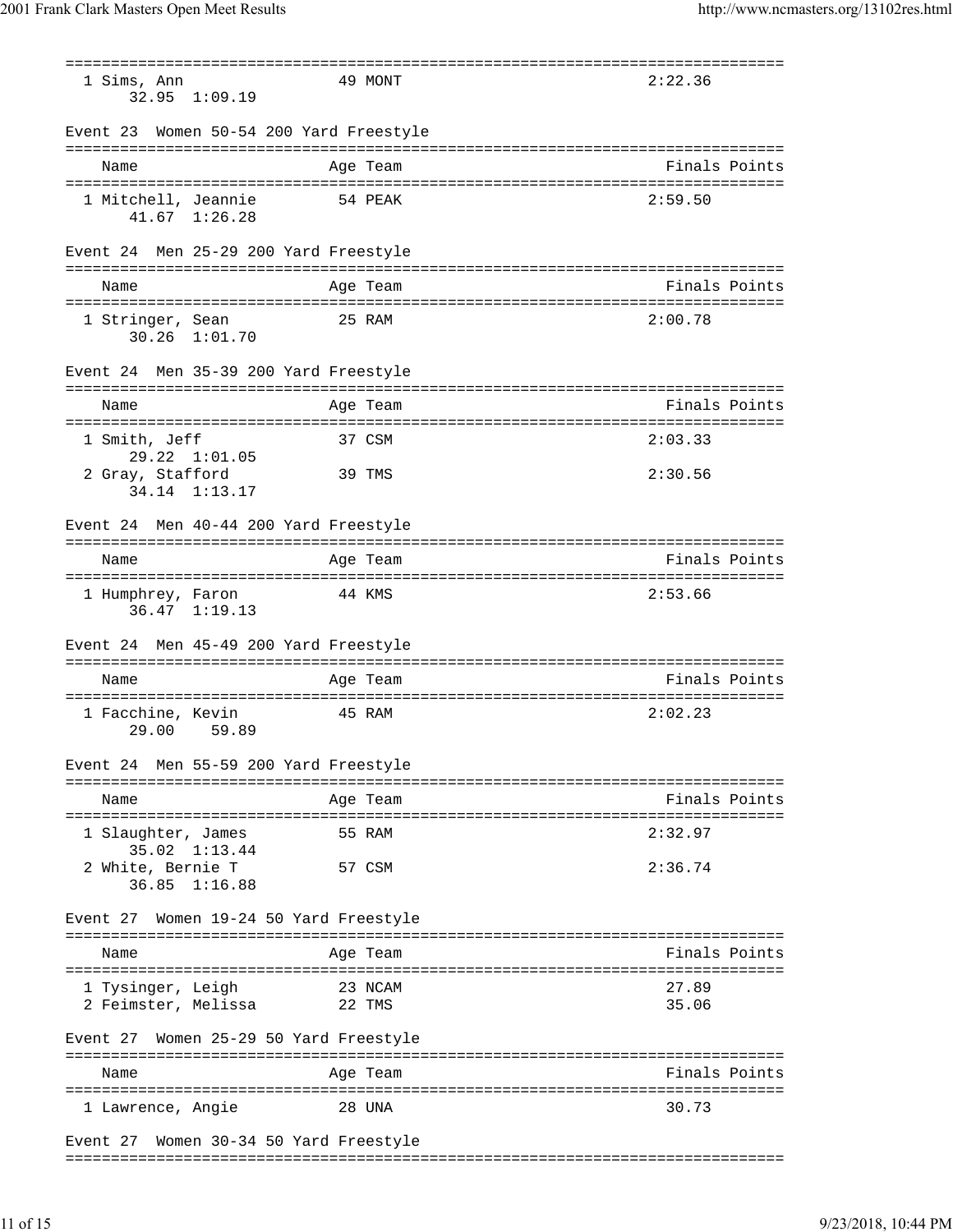| | | | | |
|---|---|---|---|---|
| 1 Sims, Ann | 49 | MONT | 2:22.36 | |
| 32.95 1:09.19 | | | | |

### Event 23 Women 50-54 200 Yard Freestyle

| Name | Age | Team | Finals | Points |
|---|---|---|---|---|
| 1 Mitchell, Jeannie | 54 | PEAK | 2:59.50 | |
| 41.67 1:26.28 | | | | |

### Event 24 Men 25-29 200 Yard Freestyle

| Name | Age | Team | Finals | Points |
|---|---|---|---|---|
| 1 Stringer, Sean | 25 | RAM | 2:00.78 | |
| 30.26 1:01.70 | | | | |

### Event 24 Men 35-39 200 Yard Freestyle

| Name | Age | Team | Finals | Points |
|---|---|---|---|---|
| 1 Smith, Jeff | 37 | CSM | 2:03.33 | |
| 29.22 1:01.05 | | | | |
| 2 Gray, Stafford | 39 | TMS | 2:30.56 | |
| 34.14 1:13.17 | | | | |

### Event 24 Men 40-44 200 Yard Freestyle

| Name | Age | Team | Finals | Points |
|---|---|---|---|---|
| 1 Humphrey, Faron | 44 | KMS | 2:53.66 | |
| 36.47 1:19.13 | | | | |

### Event 24 Men 45-49 200 Yard Freestyle

| Name | Age | Team | Finals | Points |
|---|---|---|---|---|
| 1 Facchine, Kevin | 45 | RAM | 2:02.23 | |
| 29.00 59.89 | | | | |

### Event 24 Men 55-59 200 Yard Freestyle

| Name | Age | Team | Finals | Points |
|---|---|---|---|---|
| 1 Slaughter, James | 55 | RAM | 2:32.97 | |
| 35.02 1:13.44 | | | | |
| 2 White, Bernie T | 57 | CSM | 2:36.74 | |
| 36.85 1:16.88 | | | | |

### Event 27 Women 19-24 50 Yard Freestyle

| Name | Age | Team | Finals | Points |
|---|---|---|---|---|
| 1 Tysinger, Leigh | 23 | NCAM | 27.89 | |
| 2 Feimster, Melissa | 22 | TMS | 35.06 | |

### Event 27 Women 25-29 50 Yard Freestyle

| Name | Age | Team | Finals | Points |
|---|---|---|---|---|
| 1 Lawrence, Angie | 28 | UNA | 30.73 | |

### Event 27 Women 30-34 50 Yard Freestyle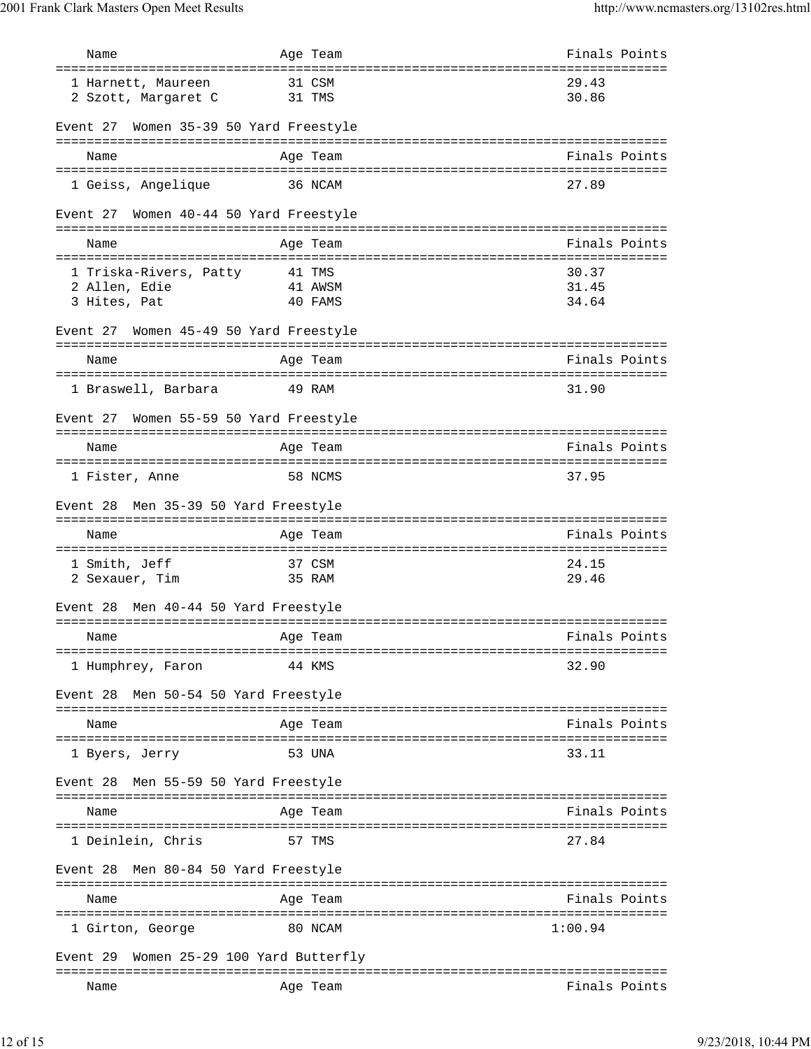| Name | Age | Team | Finals Points |
|---|---|---|---|
| 1 Harnett, Maureen | 31 | CSM | 29.43 |
| 2 Szott, Margaret C | 31 | TMS | 30.86 |

### Event 27 Women 35-39 50 Yard Freestyle

| Name | Age | Team | Finals Points |
|---|---|---|---|
| 1 Geiss, Angelique | 36 | NCAM | 27.89 |

### Event 27 Women 40-44 50 Yard Freestyle

| Name | Age | Team | Finals Points |
|---|---|---|---|
| 1 Triska-Rivers, Patty | 41 | TMS | 30.37 |
| 2 Allen, Edie | 41 | AWSM | 31.45 |
| 3 Hites, Pat | 40 | FAMS | 34.64 |

### Event 27 Women 45-49 50 Yard Freestyle

| Name | Age | Team | Finals Points |
|---|---|---|---|
| 1 Braswell, Barbara | 49 | RAM | 31.90 |

### Event 27 Women 55-59 50 Yard Freestyle

| Name | Age | Team | Finals Points |
|---|---|---|---|
| 1 Fister, Anne | 58 | NCMS | 37.95 |

### Event 28 Men 35-39 50 Yard Freestyle

| Name | Age | Team | Finals Points |
|---|---|---|---|
| 1 Smith, Jeff | 37 | CSM | 24.15 |
| 2 Sexauer, Tim | 35 | RAM | 29.46 |

### Event 28 Men 40-44 50 Yard Freestyle

| Name | Age | Team | Finals Points |
|---|---|---|---|
| 1 Humphrey, Faron | 44 | KMS | 32.90 |

### Event 28 Men 50-54 50 Yard Freestyle

| Name | Age | Team | Finals Points |
|---|---|---|---|
| 1 Byers, Jerry | 53 | UNA | 33.11 |

### Event 28 Men 55-59 50 Yard Freestyle

| Name | Age | Team | Finals Points |
|---|---|---|---|
| 1 Deinlein, Chris | 57 | TMS | 27.84 |

### Event 28 Men 80-84 50 Yard Freestyle

| Name | Age | Team | Finals Points |
|---|---|---|---|
| 1 Girton, George | 80 | NCAM | 1:00.94 |

### Event 29 Women 25-29 100 Yard Butterfly

| Name | Age | Team | Finals Points |
|---|---|---|---|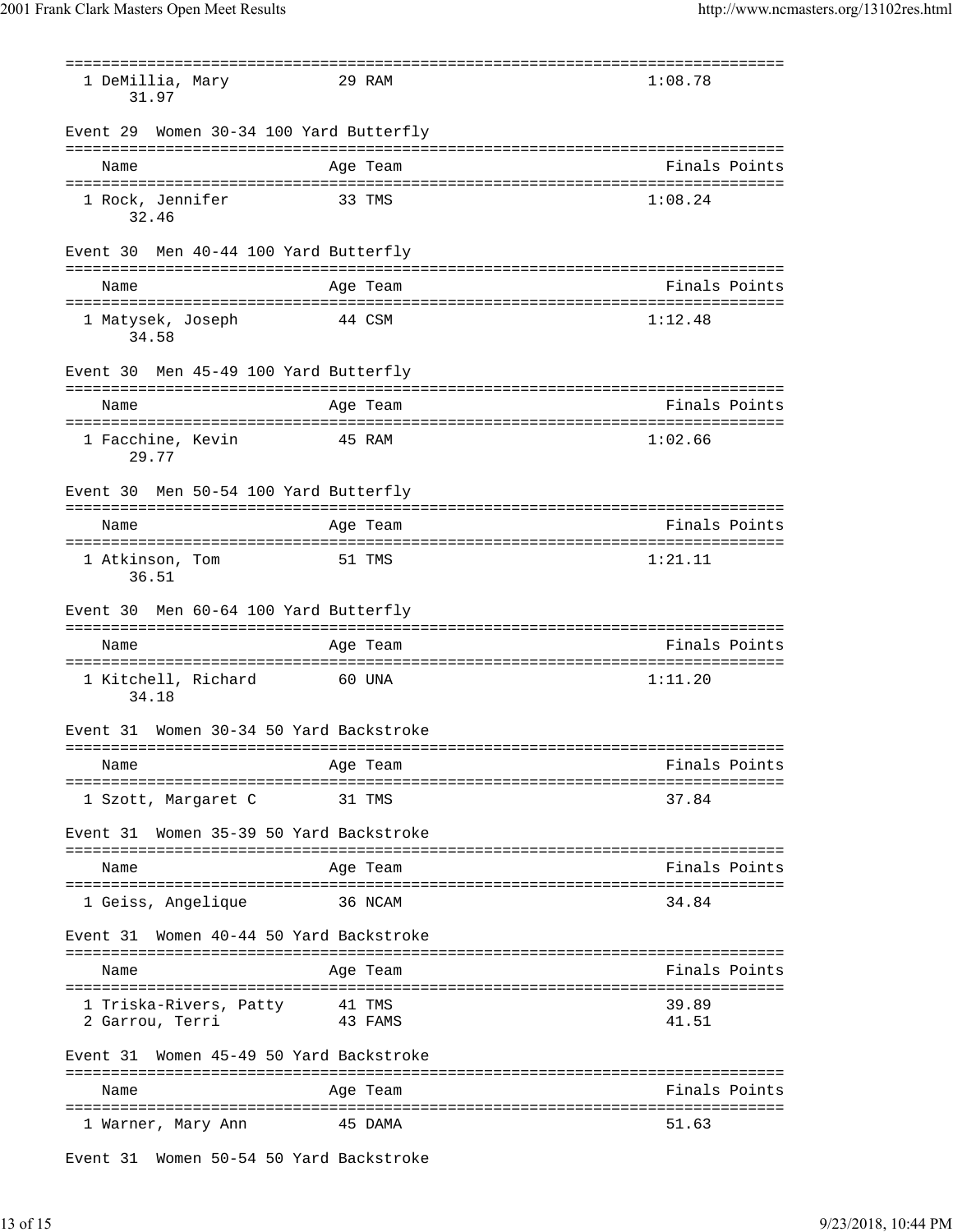| Name | Age | Team | Finals | Points |
|---|---|---|---|---|
| 1 DeMillia, Mary | 29 | RAM | 1:08.78 | |
| 31.97 | | | | |

### Event 29 Women 30-34 100 Yard Butterfly

| Name | Age | Team | Finals | Points |
|---|---|---|---|---|
| 1 Rock, Jennifer | 33 | TMS | 1:08.24 | |
| 32.46 | | | | |

### Event 30 Men 40-44 100 Yard Butterfly

| Name | Age | Team | Finals | Points |
|---|---|---|---|---|
| 1 Matysek, Joseph | 44 | CSM | 1:12.48 | |
| 34.58 | | | | |

### Event 30 Men 45-49 100 Yard Butterfly

| Name | Age | Team | Finals | Points |
|---|---|---|---|---|
| 1 Facchine, Kevin | 45 | RAM | 1:02.66 | |
| 29.77 | | | | |

### Event 30 Men 50-54 100 Yard Butterfly

| Name | Age | Team | Finals | Points |
|---|---|---|---|---|
| 1 Atkinson, Tom | 51 | TMS | 1:21.11 | |
| 36.51 | | | | |

### Event 30 Men 60-64 100 Yard Butterfly

| Name | Age | Team | Finals | Points |
|---|---|---|---|---|
| 1 Kitchell, Richard | 60 | UNA | 1:11.20 | |
| 34.18 | | | | |

### Event 31 Women 30-34 50 Yard Backstroke

| Name | Age | Team | Finals | Points |
|---|---|---|---|---|
| 1 Szott, Margaret C | 31 | TMS | 37.84 | |

### Event 31 Women 35-39 50 Yard Backstroke

| Name | Age | Team | Finals | Points |
|---|---|---|---|---|
| 1 Geiss, Angelique | 36 | NCAM | 34.84 | |

### Event 31 Women 40-44 50 Yard Backstroke

| Name | Age | Team | Finals | Points |
|---|---|---|---|---|
| 1 Triska-Rivers, Patty | 41 | TMS | 39.89 | |
| 2 Garrou, Terri | 43 | FAMS | 41.51 | |

### Event 31 Women 45-49 50 Yard Backstroke

| Name | Age | Team | Finals | Points |
|---|---|---|---|---|
| 1 Warner, Mary Ann | 45 | DAMA | 51.63 | |

### Event 31 Women 50-54 50 Yard Backstroke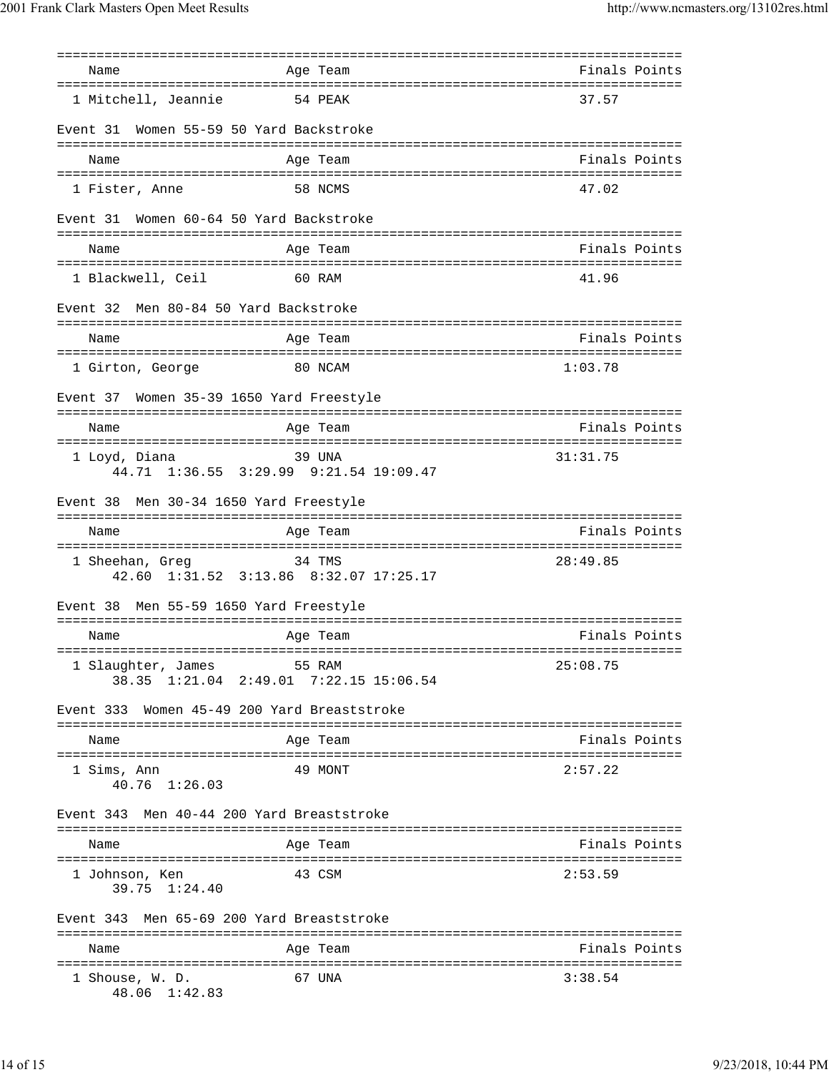| Name | Age | Team | Finals | Points |
|---|---|---|---|---|
| 1 Mitchell, Jeannie | 54 | PEAK | 37.57 | |

Event 31 Women 55-59 50 Yard Backstroke

| Name | Age | Team | Finals | Points |
|---|---|---|---|---|
| 1 Fister, Anne | 58 | NCMS | 47.02 | |

Event 31 Women 60-64 50 Yard Backstroke

| Name | Age | Team | Finals | Points |
|---|---|---|---|---|
| 1 Blackwell, Ceil | 60 | RAM | 41.96 | |

Event 32 Men 80-84 50 Yard Backstroke

| Name | Age | Team | Finals | Points |
|---|---|---|---|---|
| 1 Girton, George | 80 | NCAM | 1:03.78 | |

Event 37 Women 35-39 1650 Yard Freestyle

| Name | Age | Team | Finals | Points |
|---|---|---|---|---|
| 1 Loyd, Diana | 39 | UNA | 31:31.75 | |
| 44.71 1:36.55 3:29.99 9:21.54 19:09.47 | | | | |

Event 38 Men 30-34 1650 Yard Freestyle

| Name | Age | Team | Finals | Points |
|---|---|---|---|---|
| 1 Sheehan, Greg | 34 | TMS | 28:49.85 | |
| 42.60 1:31.52 3:13.86 8:32.07 17:25.17 | | | | |

Event 38 Men 55-59 1650 Yard Freestyle

| Name | Age | Team | Finals | Points |
|---|---|---|---|---|
| 1 Slaughter, James | 55 | RAM | 25:08.75 | |
| 38.35 1:21.04 2:49.01 7:22.15 15:06.54 | | | | |

Event 333 Women 45-49 200 Yard Breaststroke

| Name | Age | Team | Finals | Points |
|---|---|---|---|---|
| 1 Sims, Ann | 49 | MONT | 2:57.22 | |
| 40.76 1:26.03 | | | | |

Event 343 Men 40-44 200 Yard Breaststroke

| Name | Age | Team | Finals | Points |
|---|---|---|---|---|
| 1 Johnson, Ken | 43 | CSM | 2:53.59 | |
| 39.75 1:24.40 | | | | |

Event 343 Men 65-69 200 Yard Breaststroke

| Name | Age | Team | Finals | Points |
|---|---|---|---|---|
| 1 Shouse, W. D. | 67 | UNA | 3:38.54 | |
| 48.06 1:42.83 | | | | |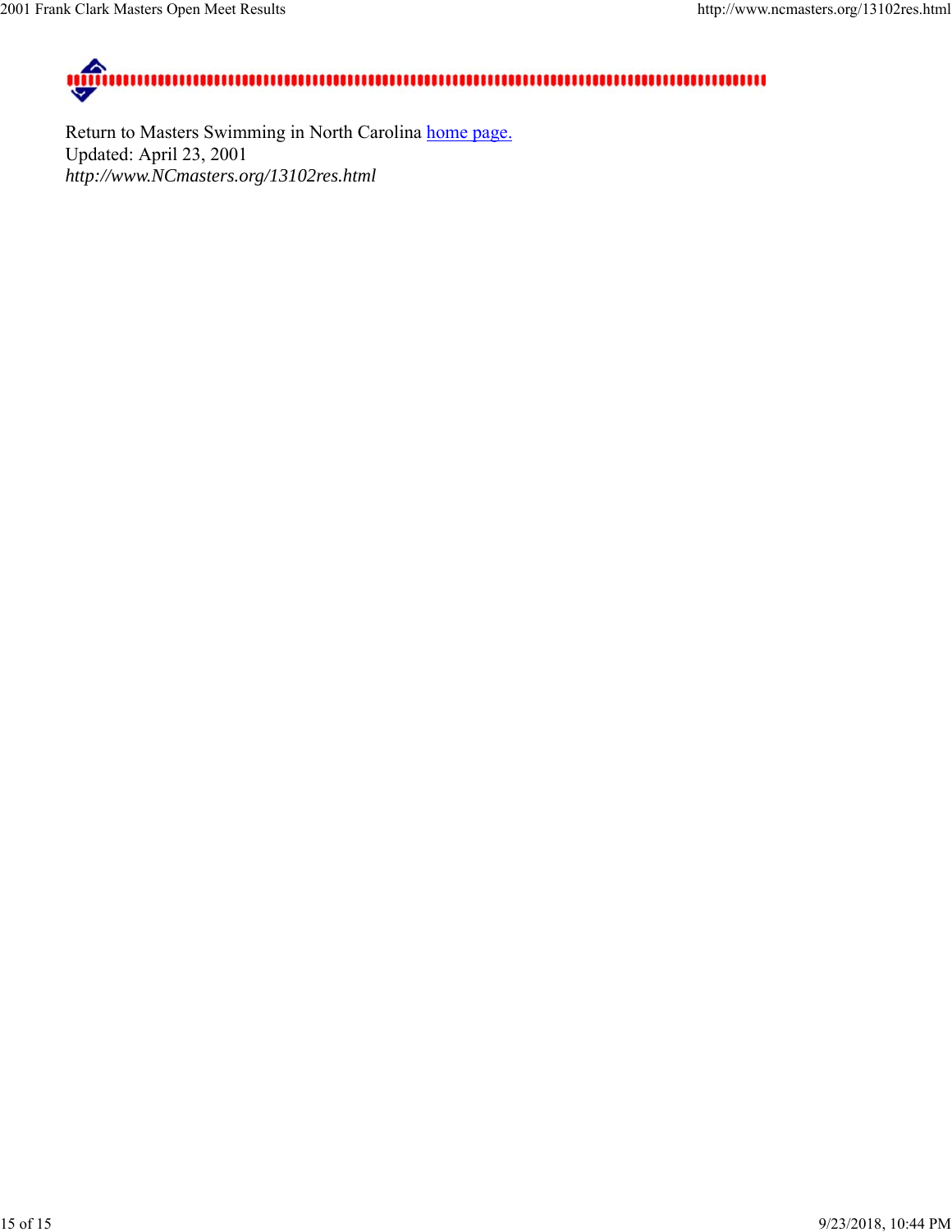Return to Masters Swimming in North Carolina home page.
Updated: April 23, 2001
*http://www.NCmasters.org/13102res.html*